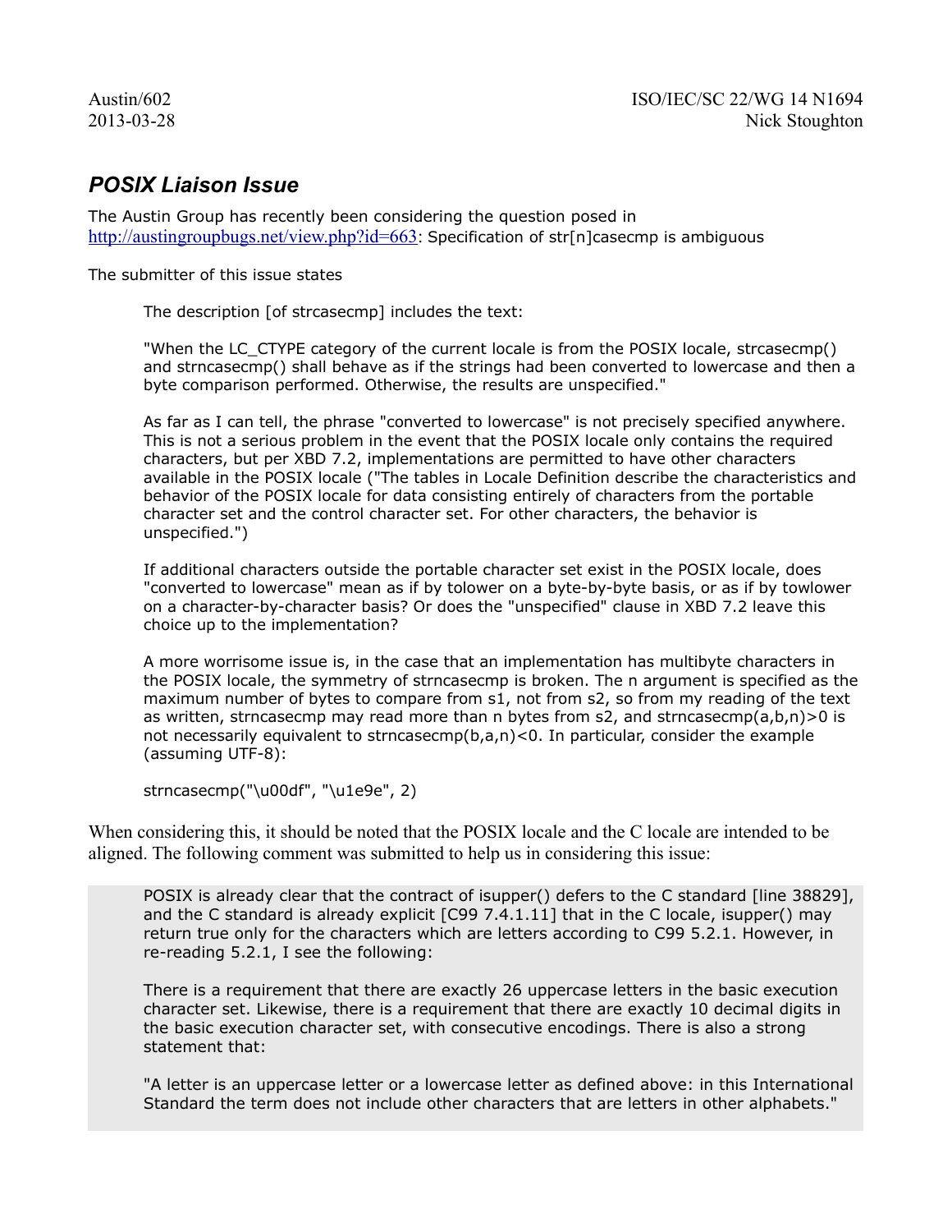Austin/602
2013-03-28

ISO/IEC/SC 22/WG 14 N1694
Nick Stoughton

## *POSIX Liaison Issue*

The Austin Group has recently been considering the question posed in http://austingroupbugs.net/view.php?id=663: Specification of str[n]casecmp is ambiguous

The submitter of this issue states

> The description [of strcasecmp] includes the text:
>
> "When the LC_CTYPE category of the current locale is from the POSIX locale, strcasecmp() and strncasecmp() shall behave as if the strings had been converted to lowercase and then a byte comparison performed. Otherwise, the results are unspecified."
>
> As far as I can tell, the phrase "converted to lowercase" is not precisely specified anywhere. This is not a serious problem in the event that the POSIX locale only contains the required characters, but per XBD 7.2, implementations are permitted to have other characters available in the POSIX locale ("The tables in Locale Definition describe the characteristics and behavior of the POSIX locale for data consisting entirely of characters from the portable character set and the control character set. For other characters, the behavior is unspecified.")
>
> If additional characters outside the portable character set exist in the POSIX locale, does "converted to lowercase" mean as if by tolower on a byte-by-byte basis, or as if by towlower on a character-by-character basis? Or does the "unspecified" clause in XBD 7.2 leave this choice up to the implementation?
>
> A more worrisome issue is, in the case that an implementation has multibyte characters in the POSIX locale, the symmetry of strncasecmp is broken. The n argument is specified as the maximum number of bytes to compare from s1, not from s2, so from my reading of the text as written, strncasecmp may read more than n bytes from s2, and strncasecmp(a,b,n)>0 is not necessarily equivalent to strncasecmp(b,a,n)<0. In particular, consider the example (assuming UTF-8):
>
> strncasecmp("\u00df", "\u1e9e", 2)

When considering this, it should be noted that the POSIX locale and the C locale are intended to be aligned. The following comment was submitted to help us in considering this issue:

> POSIX is already clear that the contract of isupper() defers to the C standard [line 38829], and the C standard is already explicit [C99 7.4.1.11] that in the C locale, isupper() may return true only for the characters which are letters according to C99 5.2.1. However, in re-reading 5.2.1, I see the following:
>
> There is a requirement that there are exactly 26 uppercase letters in the basic execution character set. Likewise, there is a requirement that there are exactly 10 decimal digits in the basic execution character set, with consecutive encodings. There is also a strong statement that:
>
> "A letter is an uppercase letter or a lowercase letter as defined above: in this International Standard the term does not include other characters that are letters in other alphabets."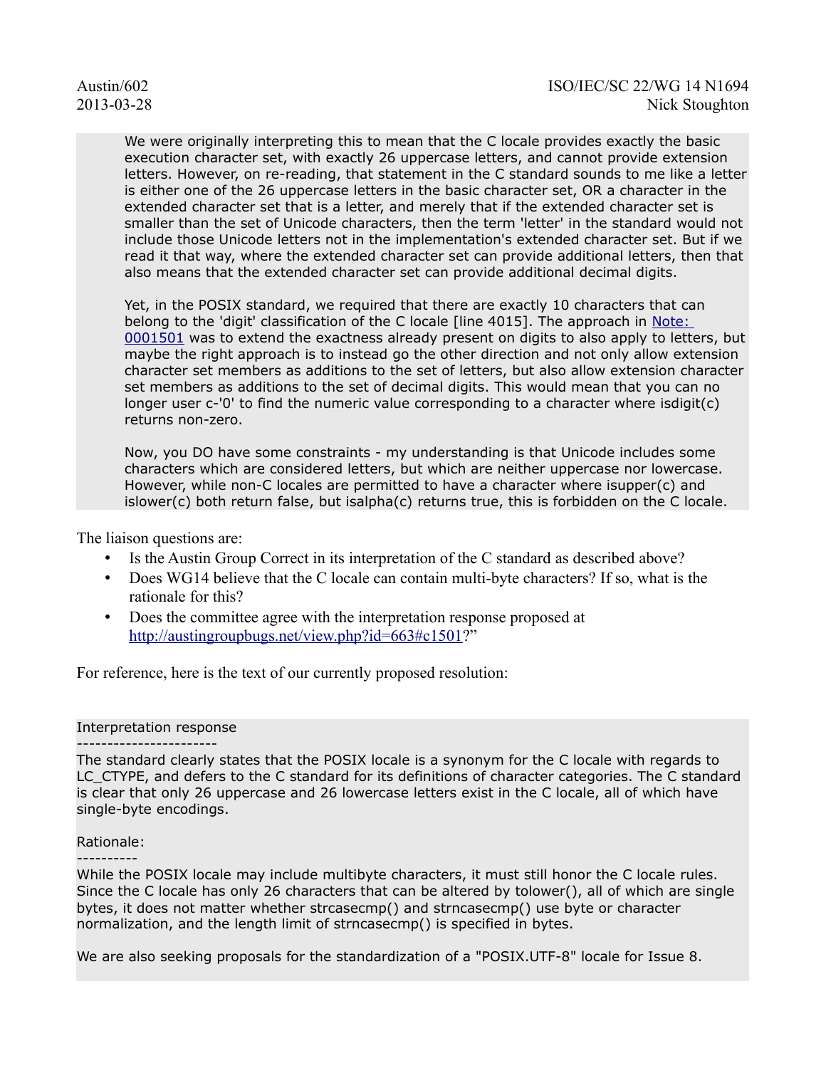> We were originally interpreting this to mean that the C locale provides exactly the basic execution character set, with exactly 26 uppercase letters, and cannot provide extension letters. However, on re-reading, that statement in the C standard sounds to me like a letter is either one of the 26 uppercase letters in the basic character set, OR a character in the extended character set that is a letter, and merely that if the extended character set is smaller than the set of Unicode characters, then the term 'letter' in the standard would not include those Unicode letters not in the implementation's extended character set. But if we read it that way, where the extended character set can provide additional letters, then that also means that the extended character set can provide additional decimal digits.
>
> Yet, in the POSIX standard, we required that there are exactly 10 characters that can belong to the 'digit' classification of the C locale [line 4015]. The approach in Note: 0001501 was to extend the exactness already present on digits to also apply to letters, but maybe the right approach is to instead go the other direction and not only allow extension character set members as additions to the set of letters, but also allow extension character set members as additions to the set of decimal digits. This would mean that you can no longer user c-'0' to find the numeric value corresponding to a character where isdigit(c) returns non-zero.
>
> Now, you DO have some constraints - my understanding is that Unicode includes some characters which are considered letters, but which are neither uppercase nor lowercase. However, while non-C locales are permitted to have a character where isupper(c) and islower(c) both return false, but isalpha(c) returns true, this is forbidden on the C locale.

The liaison questions are:

- Is the Austin Group Correct in its interpretation of the C standard as described above?
- Does WG14 believe that the C locale can contain multi-byte characters? If so, what is the rationale for this?
- Does the committee agree with the interpretation response proposed at http://austingroupbugs.net/view.php?id=663#c1501?"

For reference, here is the text of our currently proposed resolution:

```
Interpretation response
-----------------------
The standard clearly states that the POSIX locale is a synonym for the C locale with regards to
LC_CTYPE, and defers to the C standard for its definitions of character categories. The C standard
is clear that only 26 uppercase and 26 lowercase letters exist in the C locale, all of which have
single-byte encodings.

Rationale:
----------
While the POSIX locale may include multibyte characters, it must still honor the C locale rules.
Since the C locale has only 26 characters that can be altered by tolower(), all of which are single
bytes, it does not matter whether strcasecmp() and strncasecmp() use byte or character
normalization, and the length limit of strncasecmp() is specified in bytes.

We are also seeking proposals for the standardization of a "POSIX.UTF-8" locale for Issue 8.
```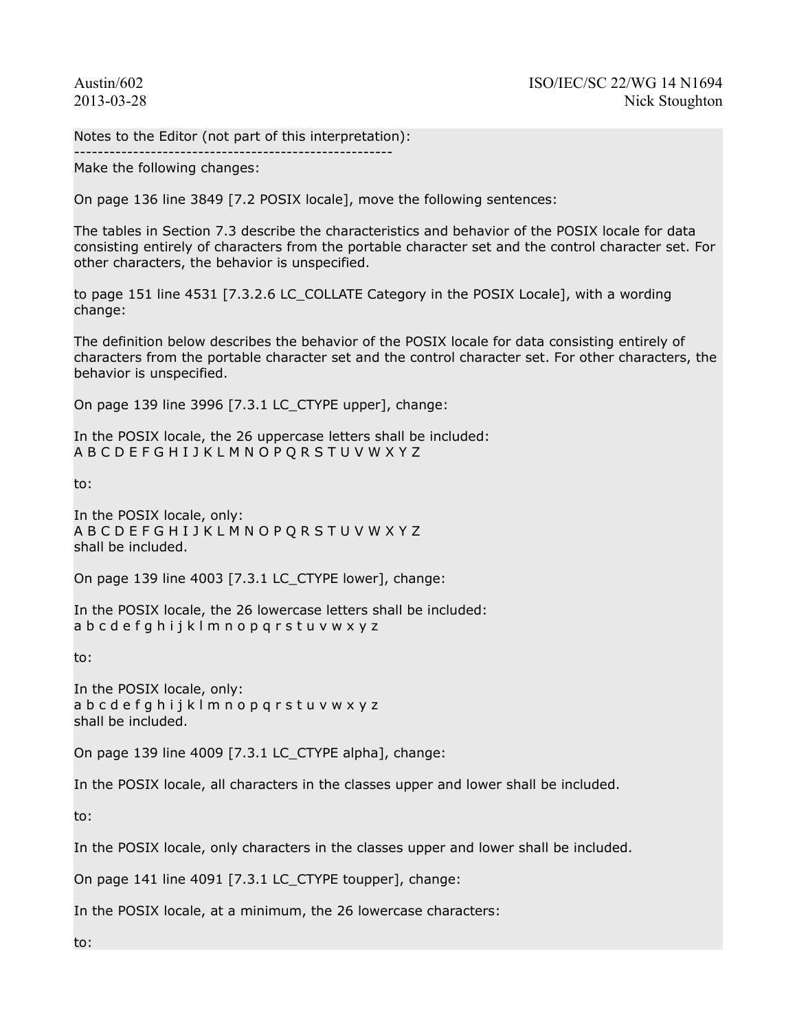Austin/602
2013-03-28

ISO/IEC/SC 22/WG 14 N1694
Nick Stoughton

Notes to the Editor (not part of this interpretation):
------------------------------------------------------
Make the following changes:

On page 136 line 3849 [7.2 POSIX locale], move the following sentences:

The tables in Section 7.3 describe the characteristics and behavior of the POSIX locale for data consisting entirely of characters from the portable character set and the control character set. For other characters, the behavior is unspecified.

to page 151 line 4531 [7.3.2.6 LC_COLLATE Category in the POSIX Locale], with a wording change:

The definition below describes the behavior of the POSIX locale for data consisting entirely of characters from the portable character set and the control character set. For other characters, the behavior is unspecified.

On page 139 line 3996 [7.3.1 LC_CTYPE upper], change:

In the POSIX locale, the 26 uppercase letters shall be included:
A B C D E F G H I J K L M N O P Q R S T U V W X Y Z

to:

In the POSIX locale, only:
A B C D E F G H I J K L M N O P Q R S T U V W X Y Z
shall be included.

On page 139 line 4003 [7.3.1 LC_CTYPE lower], change:

In the POSIX locale, the 26 lowercase letters shall be included:
a b c d e f g h i j k l m n o p q r s t u v w x y z

to:

In the POSIX locale, only:
a b c d e f g h i j k l m n o p q r s t u v w x y z
shall be included.

On page 139 line 4009 [7.3.1 LC_CTYPE alpha], change:

In the POSIX locale, all characters in the classes upper and lower shall be included.

to:

In the POSIX locale, only characters in the classes upper and lower shall be included.

On page 141 line 4091 [7.3.1 LC_CTYPE toupper], change:

In the POSIX locale, at a minimum, the 26 lowercase characters:

to: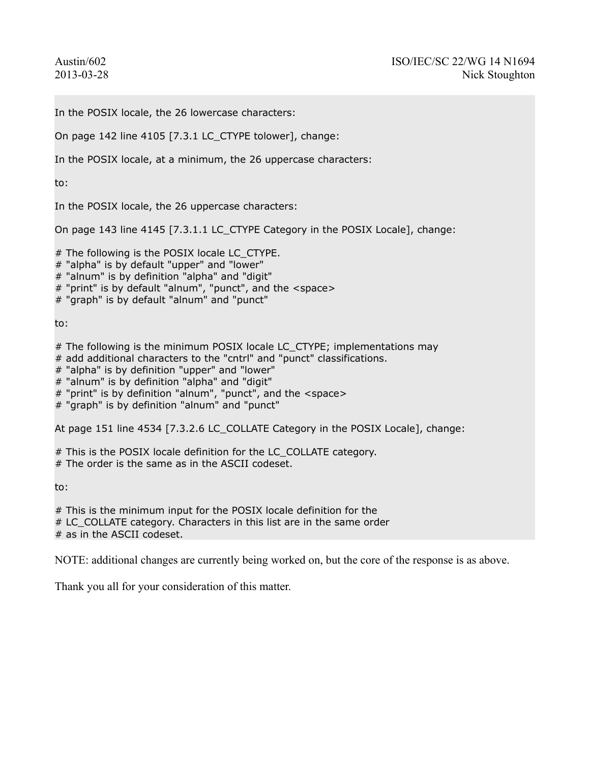In the POSIX locale, the 26 lowercase characters:

On page 142 line 4105 [7.3.1 LC_CTYPE tolower], change:

In the POSIX locale, at a minimum, the 26 uppercase characters:

to:

In the POSIX locale, the 26 uppercase characters:

On page 143 line 4145 [7.3.1.1 LC_CTYPE Category in the POSIX Locale], change:

```
# The following is the POSIX locale LC_CTYPE.
# "alpha" is by default "upper" and "lower"
# "alnum" is by definition "alpha" and "digit"
# "print" is by default "alnum", "punct", and the <space>
# "graph" is by default "alnum" and "punct"
```

to:

```
# The following is the minimum POSIX locale LC_CTYPE; implementations may
# add additional characters to the "cntrl" and "punct" classifications.
# "alpha" is by definition "upper" and "lower"
# "alnum" is by definition "alpha" and "digit"
# "print" is by definition "alnum", "punct", and the <space>
# "graph" is by definition "alnum" and "punct"
```

At page 151 line 4534 [7.3.2.6 LC_COLLATE Category in the POSIX Locale], change:

```
# This is the POSIX locale definition for the LC_COLLATE category.
# The order is the same as in the ASCII codeset.
```

to:

```
# This is the minimum input for the POSIX locale definition for the
# LC_COLLATE category. Characters in this list are in the same order
# as in the ASCII codeset.
```

NOTE: additional changes are currently being worked on, but the core of the response is as above.

Thank you all for your consideration of this matter.